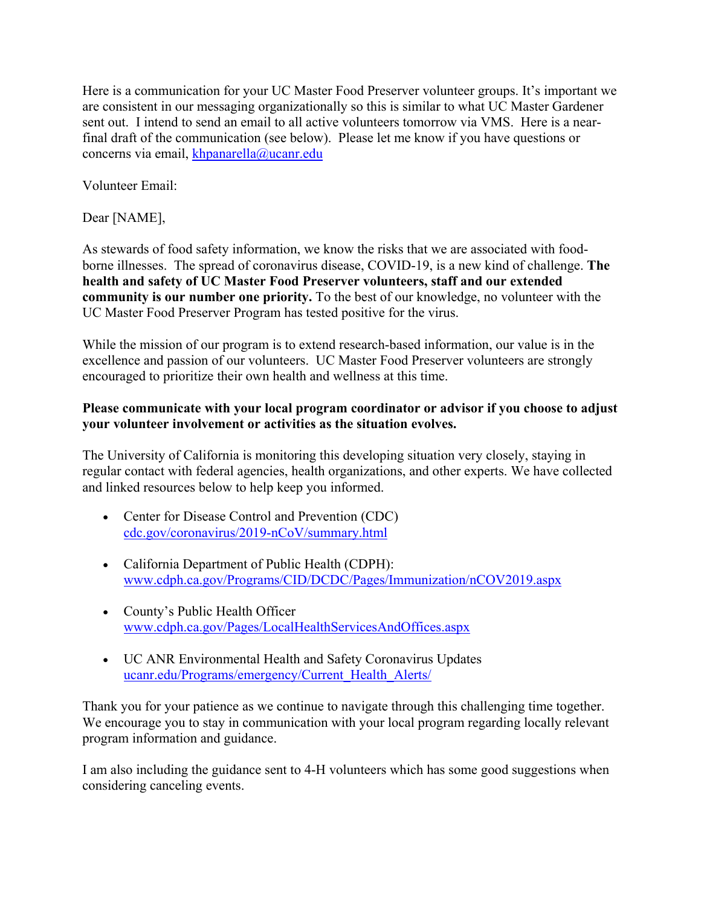Here is a communication for your UC Master Food Preserver volunteer groups. It's important we are consistent in our messaging organizationally so this is similar to what UC Master Gardener sent out. I intend to send an email to all active volunteers tomorrow via VMS. Here is a near-final draft of the communication (see below). Please let me know if you have questions or concerns via email, [khpanarella@ucanr.edu](mailto:khpanarella@ucanr.edu)

Volunteer Email:

Dear [NAME],

As stewards of food safety information, we know the risks that we are associated with food-borne illnesses. The spread of coronavirus disease, COVID-19, is a new kind of challenge. **The health and safety of UC Master Food Preserver volunteers, staff and our extended community is our number one priority.** To the best of our knowledge, no volunteer with the UC Master Food Preserver Program has tested positive for the virus.

While the mission of our program is to extend research-based information, our value is in the excellence and passion of our volunteers. UC Master Food Preserver volunteers are strongly encouraged to prioritize their own health and wellness at this time.

**Please communicate with your local program coordinator or advisor if you choose to adjust your volunteer involvement or activities as the situation evolves.**

The University of California is monitoring this developing situation very closely, staying in regular contact with federal agencies, health organizations, and other experts. We have collected and linked resources below to help keep you informed.

- Center for Disease Control and Prevention (CDC)
  [cdc.gov/coronavirus/2019-nCoV/summary.html](cdc.gov/coronavirus/2019-nCoV/summary.html)

- California Department of Public Health (CDPH):
  [www.cdph.ca.gov/Programs/CID/DCDC/Pages/Immunization/nCOV2019.aspx](www.cdph.ca.gov/Programs/CID/DCDC/Pages/Immunization/nCOV2019.aspx)

- County's Public Health Officer
  [www.cdph.ca.gov/Pages/LocalHealthServicesAndOffices.aspx](www.cdph.ca.gov/Pages/LocalHealthServicesAndOffices.aspx)

- UC ANR Environmental Health and Safety Coronavirus Updates
  [ucanr.edu/Programs/emergency/Current_Health_Alerts/](ucanr.edu/Programs/emergency/Current_Health_Alerts/)

Thank you for your patience as we continue to navigate through this challenging time together. We encourage you to stay in communication with your local program regarding locally relevant program information and guidance.

I am also including the guidance sent to 4-H volunteers which has some good suggestions when considering canceling events.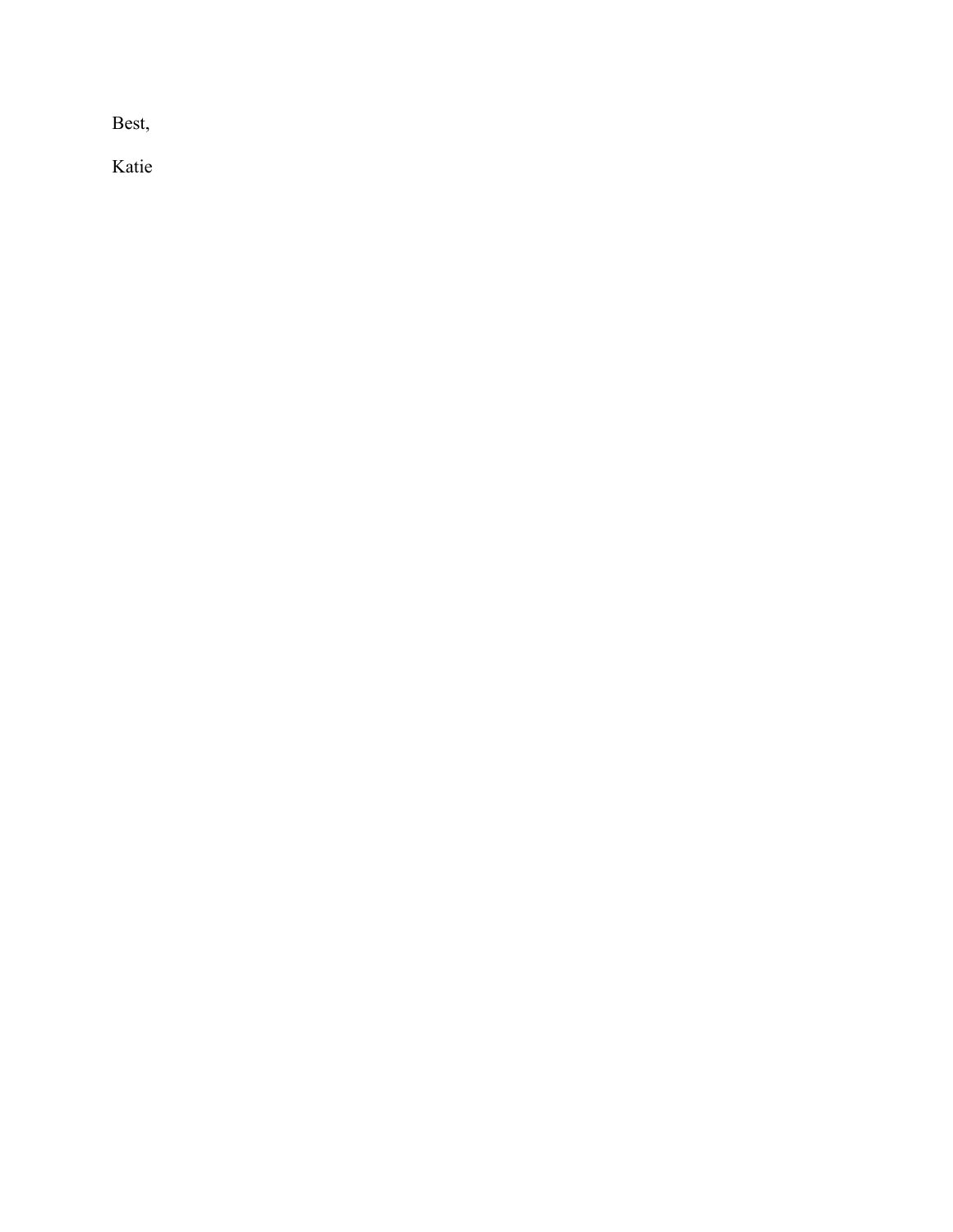Best,

Katie